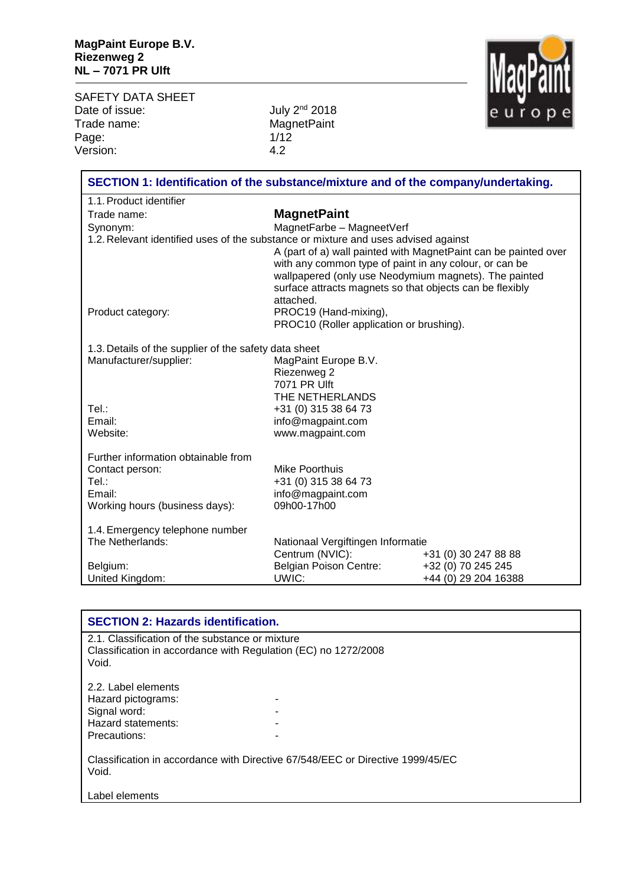**MagPaint Europe B.V.**
**Riezenweg 2**
**NL – 7071 PR Ulft**

SAFETY DATA SHEET

| | |
|---|---|
| Date of issue: | July 2nd 2018 |
| Trade name: | MagnetPaint |
| Page: | 1/12 |
| Version: | 4.2 |

## SECTION 1: Identification of the substance/mixture and of the company/undertaking.

1.1. Product identifier

| | |
|---|---|
| Trade name: | **MagnetPaint** |
| Synonym: | MagnetFarbe – MagneetVerf |

1.2. Relevant identified uses of the substance or mixture and uses advised against

A (part of a) wall painted with MagnetPaint can be painted over with any common type of paint in any colour, or can be wallpapered (only use Neodymium magnets). The painted surface attracts magnets so that objects can be flexibly attached.

| | |
|---|---|
| Product category: | PROC19 (Hand-mixing),<br>PROC10 (Roller application or brushing). |

1.3. Details of the supplier of the safety data sheet

| | |
|---|---|
| Manufacturer/supplier: | MagPaint Europe B.V.<br>Riezenweg 2<br>7071 PR Ulft<br>THE NETHERLANDS |
| Tel.: | +31 (0) 315 38 64 73 |
| Email: | info@magpaint.com |
| Website: | www.magpaint.com |

Further information obtainable from

| | |
|---|---|
| Contact person: | Mike Poorthuis |
| Tel.: | +31 (0) 315 38 64 73 |
| Email: | info@magpaint.com |
| Working hours (business days): | 09h00-17h00 |

1.4. Emergency telephone number

| | | |
|---|---|---|
| The Netherlands: | Nationaal Vergiftingen Informatie Centrum (NVIC): | +31 (0) 30 247 88 88 |
| Belgium: | Belgian Poison Centre: | +32 (0) 70 245 245 |
| United Kingdom: | UWIC: | +44 (0) 29 204 16388 |

## SECTION 2: Hazards identification.

2.1. Classification of the substance or mixture
Classification in accordance with Regulation (EC) no 1272/2008
Void.

2.2. Label elements

| | |
|---|---|
| Hazard pictograms: | - |
| Signal word: | - |
| Hazard statements: | - |
| Precautions: | - |

Classification in accordance with Directive 67/548/EEC or Directive 1999/45/EC
Void.

Label elements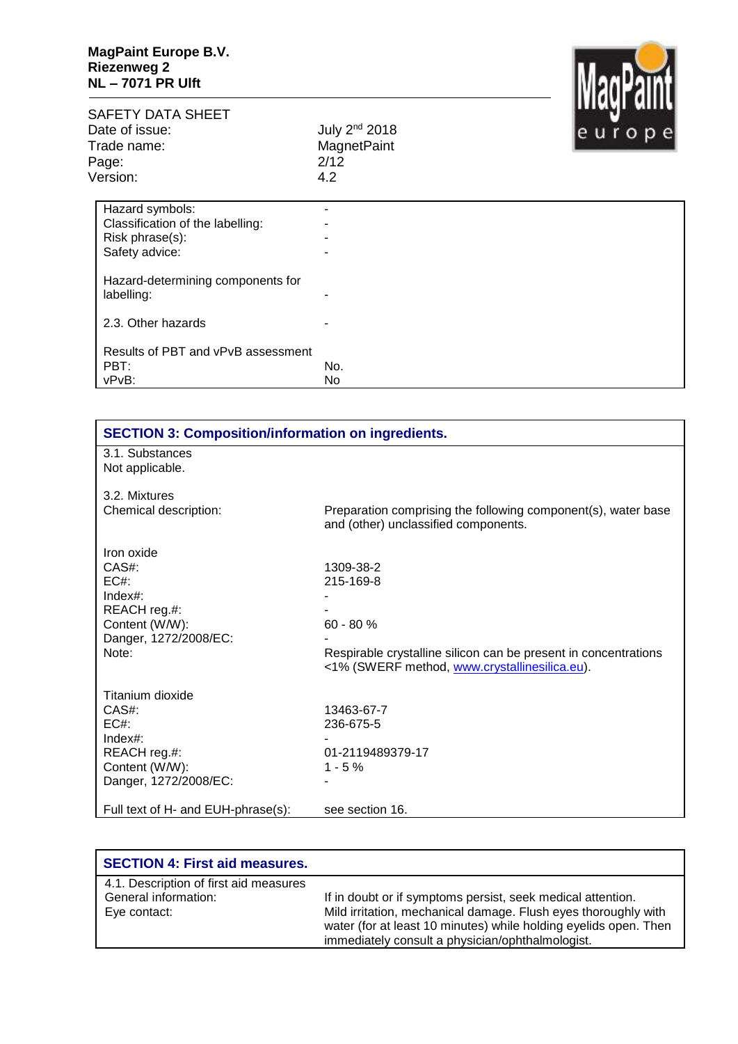| | |
|---|---|
| Hazard symbols: | - |
| Classification of the labelling: | - |
| Risk phrase(s): | - |
| Safety advice: | - |
| Hazard-determining components for labelling: | - |
| 2.3. Other hazards | - |
| Results of PBT and vPvB assessment | |
| PBT: | No. |
| vPvB: | No |

## SECTION 3: Composition/information on ingredients.

3.1. Substances
Not applicable.

3.2. Mixtures

| | |
|---|---|
| Chemical description: | Preparation comprising the following component(s), water base and (other) unclassified components. |
| **Iron oxide** | |
| CAS#: | 1309-38-2 |
| EC#: | 215-169-8 |
| Index#: | - |
| REACH reg.#: | - |
| Content (W/W): | 60 - 80 % |
| Danger, 1272/2008/EC: | - |
| Note: | Respirable crystalline silicon can be present in concentrations <1% (SWERF method, www.crystallinesilica.eu). |
| **Titanium dioxide** | |
| CAS#: | 13463-67-7 |
| EC#: | 236-675-5 |
| Index#: | - |
| REACH reg.#: | 01-2119489379-17 |
| Content (W/W): | 1 - 5 % |
| Danger, 1272/2008/EC: | - |
| Full text of H- and EUH-phrase(s): | see section 16. |

## SECTION 4: First aid measures.

4.1. Description of first aid measures

| | |
|---|---|
| General information: | If in doubt or if symptoms persist, seek medical attention. |
| Eye contact: | Mild irritation, mechanical damage. Flush eyes thoroughly with water (for at least 10 minutes) while holding eyelids open. Then immediately consult a physician/ophthalmologist. |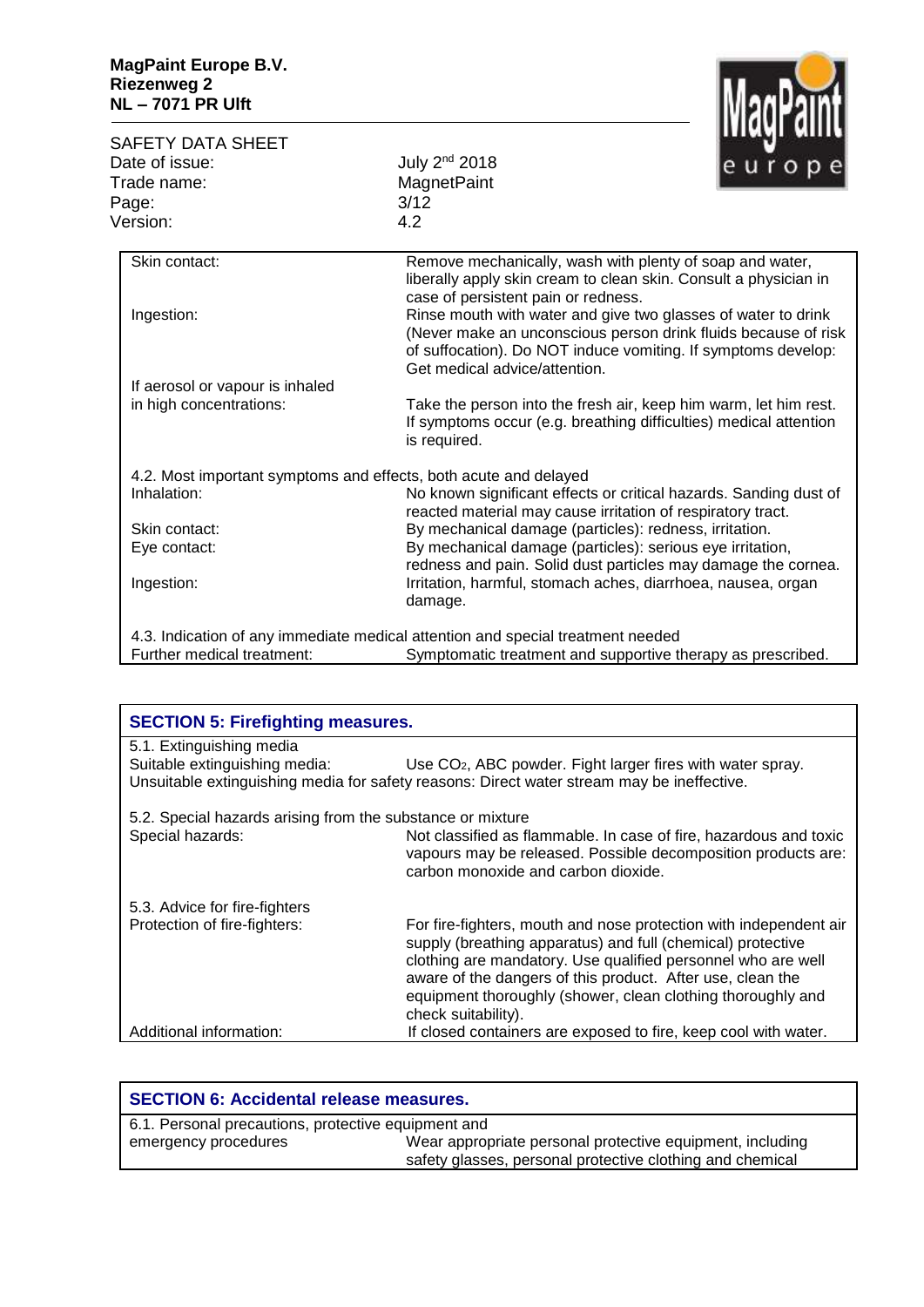| | |
|---|---|
| Skin contact: | Remove mechanically, wash with plenty of soap and water, liberally apply skin cream to clean skin. Consult a physician in case of persistent pain or redness. |
| Ingestion: | Rinse mouth with water and give two glasses of water to drink (Never make an unconscious person drink fluids because of risk of suffocation). Do NOT induce vomiting. If symptoms develop: Get medical advice/attention. |
| If aerosol or vapour is inhaled in high concentrations: | Take the person into the fresh air, keep him warm, let him rest. If symptoms occur (e.g. breathing difficulties) medical attention is required. |

4.2. Most important symptoms and effects, both acute and delayed

| | |
|---|---|
| Inhalation: | No known significant effects or critical hazards. Sanding dust of reacted material may cause irritation of respiratory tract. |
| Skin contact: | By mechanical damage (particles): redness, irritation. |
| Eye contact: | By mechanical damage (particles): serious eye irritation, redness and pain. Solid dust particles may damage the cornea. |
| Ingestion: | Irritation, harmful, stomach aches, diarrhoea, nausea, organ damage. |

4.3. Indication of any immediate medical attention and special treatment needed

| | |
|---|---|
| Further medical treatment: | Symptomatic treatment and supportive therapy as prescribed. |

## SECTION 5: Firefighting measures.

5.1. Extinguishing media

| | |
|---|---|
| Suitable extinguishing media: | Use $CO_2$, ABC powder. Fight larger fires with water spray. |

Unsuitable extinguishing media for safety reasons: Direct water stream may be ineffective.

5.2. Special hazards arising from the substance or mixture

| | |
|---|---|
| Special hazards: | Not classified as flammable. In case of fire, hazardous and toxic vapours may be released. Possible decomposition products are: carbon monoxide and carbon dioxide. |

5.3. Advice for fire-fighters

| | |
|---|---|
| Protection of fire-fighters: | For fire-fighters, mouth and nose protection with independent air supply (breathing apparatus) and full (chemical) protective clothing are mandatory. Use qualified personnel who are well aware of the dangers of this product. After use, clean the equipment thoroughly (shower, clean clothing thoroughly and check suitability). |
| Additional information: | If closed containers are exposed to fire, keep cool with water. |

## SECTION 6: Accidental release measures.

| | |
|---|---|
| 6.1. Personal precautions, protective equipment and emergency procedures | Wear appropriate personal protective equipment, including safety glasses, personal protective clothing and chemical |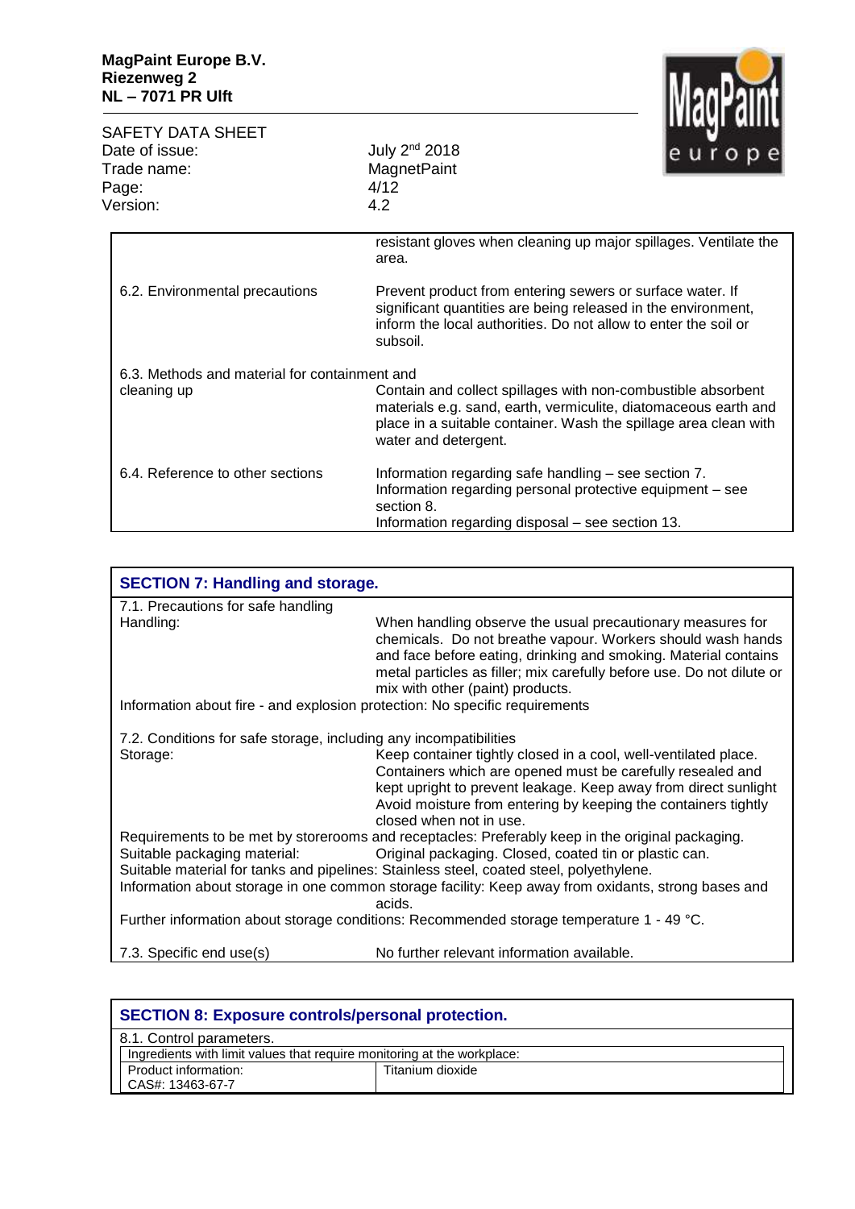| | |
|---|---|
| | resistant gloves when cleaning up major spillages. Ventilate the area. |
| 6.2. Environmental precautions | Prevent product from entering sewers or surface water. If significant quantities are being released in the environment, inform the local authorities. Do not allow to enter the soil or subsoil. |
| 6.3. Methods and material for containment and cleaning up | Contain and collect spillages with non-combustible absorbent materials e.g. sand, earth, vermiculite, diatomaceous earth and place in a suitable container. Wash the spillage area clean with water and detergent. |
| 6.4. Reference to other sections | Information regarding safe handling – see section 7.<br>Information regarding personal protective equipment – see section 8.<br>Information regarding disposal – see section 13. |

## SECTION 7: Handling and storage.

7.1. Precautions for safe handling

| | |
|---|---|
| Handling: | When handling observe the usual precautionary measures for chemicals. Do not breathe vapour. Workers should wash hands and face before eating, drinking and smoking. Material contains metal particles as filler; mix carefully before use. Do not dilute or mix with other (paint) products. |

Information about fire - and explosion protection: No specific requirements

7.2. Conditions for safe storage, including any incompatibilities

| | |
|---|---|
| Storage: | Keep container tightly closed in a cool, well-ventilated place. Containers which are opened must be carefully resealed and kept upright to prevent leakage. Keep away from direct sunlight Avoid moisture from entering by keeping the containers tightly closed when not in use. |

Requirements to be met by storerooms and receptacles: Preferably keep in the original packaging.

| | |
|---|---|
| Suitable packaging material: | Original packaging. Closed, coated tin or plastic can. |

Suitable material for tanks and pipelines: Stainless steel, coated steel, polyethylene.

Information about storage in one common storage facility: Keep away from oxidants, strong bases and acids.

Further information about storage conditions: Recommended storage temperature 1 - 49 °C.

| | |
|---|---|
| 7.3. Specific end use(s) | No further relevant information available. |

## SECTION 8: Exposure controls/personal protection.

8.1. Control parameters.

| Ingredients with limit values that require monitoring at the workplace: | |
|---|---|
| Product information:<br>CAS#: 13463-67-7 | Titanium dioxide |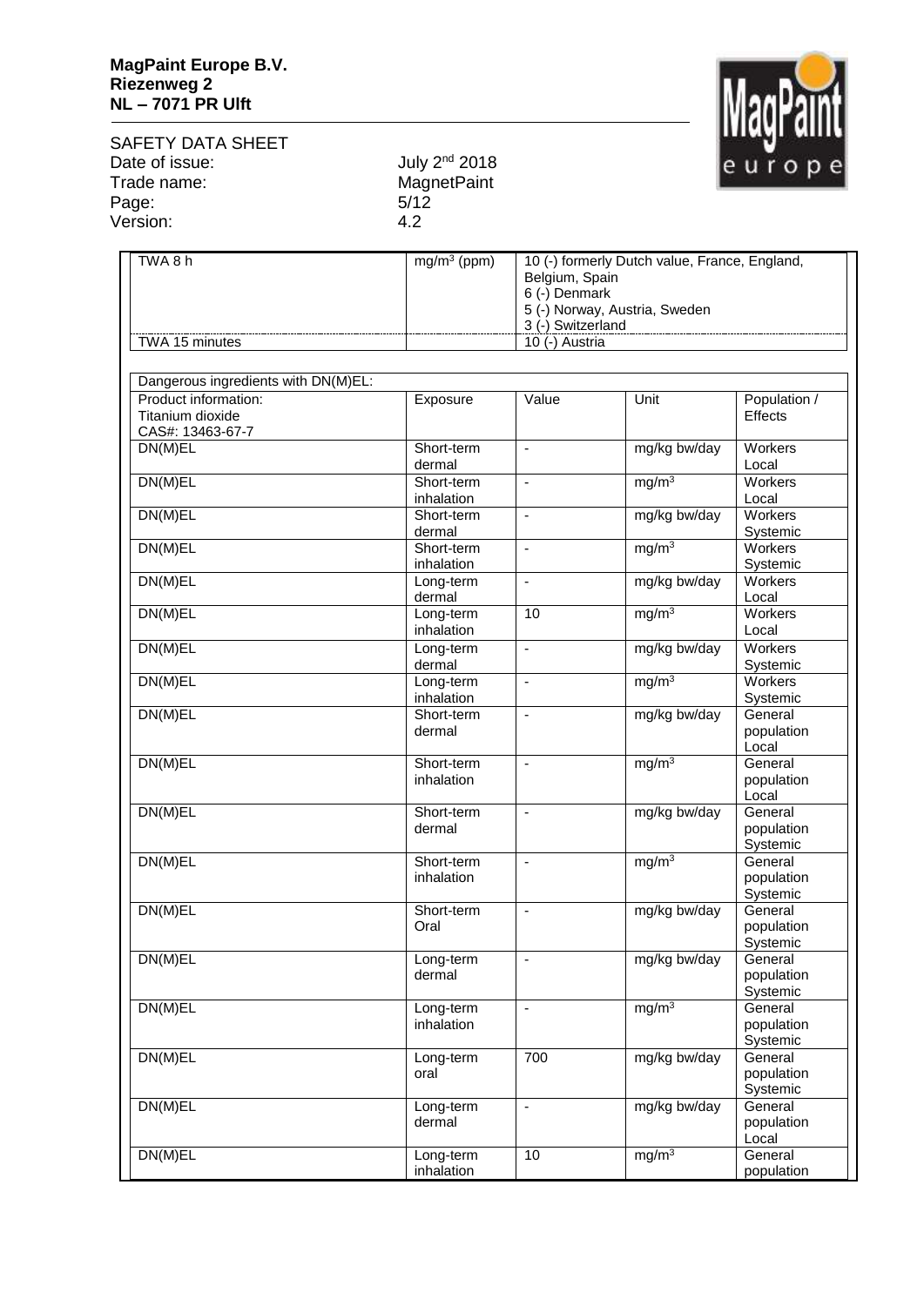| | | |
|---|---|---|
| TWA 8 h | mg/m$^3$ (ppm) | 10 (-) formerly Dutch value, France, England, Belgium, Spain<br>6 (-) Denmark<br>5 (-) Norway, Austria, Sweden<br>3 (-) Switzerland |
| TWA 15 minutes | | 10 (-) Austria |

| Dangerous ingredients with DN(M)EL: | | | | |
|---|---|---|---|---|
| Product information:<br>Titanium dioxide<br>CAS#: 13463-67-7 | Exposure | Value | Unit | Population / Effects |
| DN(M)EL | Short-term dermal | - | mg/kg bw/day | Workers Local |
| DN(M)EL | Short-term inhalation | - | mg/m$^3$ | Workers Local |
| DN(M)EL | Short-term dermal | - | mg/kg bw/day | Workers Systemic |
| DN(M)EL | Short-term inhalation | - | mg/m$^3$ | Workers Systemic |
| DN(M)EL | Long-term dermal | - | mg/kg bw/day | Workers Local |
| DN(M)EL | Long-term inhalation | 10 | mg/m$^3$ | Workers Local |
| DN(M)EL | Long-term dermal | - | mg/kg bw/day | Workers Systemic |
| DN(M)EL | Long-term inhalation | - | mg/m$^3$ | Workers Systemic |
| DN(M)EL | Short-term dermal | - | mg/kg bw/day | General population Local |
| DN(M)EL | Short-term inhalation | - | mg/m$^3$ | General population Local |
| DN(M)EL | Short-term dermal | - | mg/kg bw/day | General population Systemic |
| DN(M)EL | Short-term inhalation | - | mg/m$^3$ | General population Systemic |
| DN(M)EL | Short-term Oral | - | mg/kg bw/day | General population Systemic |
| DN(M)EL | Long-term dermal | - | mg/kg bw/day | General population Systemic |
| DN(M)EL | Long-term inhalation | - | mg/m$^3$ | General population Systemic |
| DN(M)EL | Long-term oral | 700 | mg/kg bw/day | General population Systemic |
| DN(M)EL | Long-term dermal | - | mg/kg bw/day | General population Local |
| DN(M)EL | Long-term inhalation | 10 | mg/m$^3$ | General population |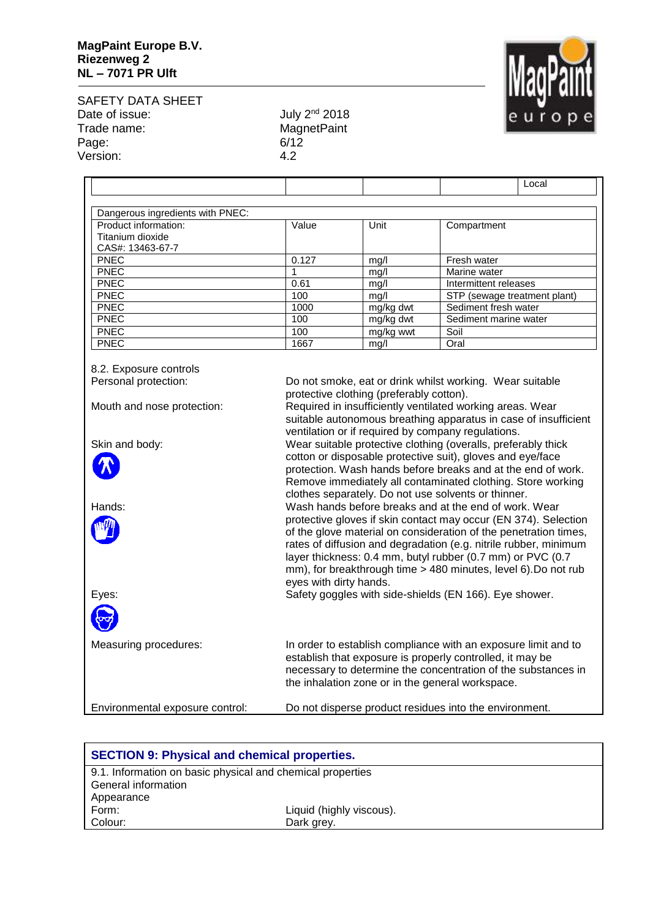|  |  |  |  | Local |
|---|---|---|---|---|

| Dangerous ingredients with PNEC: | | | |
|---|---|---|---|
| Product information: Titanium dioxide CAS#: 13463-67-7 | Value | Unit | Compartment |
| PNEC | 0.127 | mg/l | Fresh water |
| PNEC | 1 | mg/l | Marine water |
| PNEC | 0.61 | mg/l | Intermittent releases |
| PNEC | 100 | mg/l | STP (sewage treatment plant) |
| PNEC | 1000 | mg/kg dwt | Sediment fresh water |
| PNEC | 100 | mg/kg dwt | Sediment marine water |
| PNEC | 100 | mg/kg wwt | Soil |
| PNEC | 1667 | mg/l | Oral |

8.2. Exposure controls

**Personal protection:** Do not smoke, eat or drink whilst working. Wear suitable protective clothing (preferably cotton).

**Mouth and nose protection:** Required in insufficiently ventilated working areas. Wear suitable autonomous breathing apparatus in case of insufficient ventilation or if required by company regulations.

**Skin and body:** Wear suitable protective clothing (overalls, preferably thick cotton or disposable protective suit), gloves and eye/face protection. Wash hands before breaks and at the end of work. Remove immediately all contaminated clothing. Store working clothes separately. Do not use solvents or thinner.

**Hands:** Wash hands before breaks and at the end of work. Wear protective gloves if skin contact may occur (EN 374). Selection of the glove material on consideration of the penetration times, rates of diffusion and degradation (e.g. nitrile rubber, minimum layer thickness: 0.4 mm, butyl rubber (0.7 mm) or PVC (0.7 mm), for breakthrough time > 480 minutes, level 6).Do not rub eyes with dirty hands.

**Eyes:** Safety goggles with side-shields (EN 166). Eye shower.

**Measuring procedures:** In order to establish compliance with an exposure limit and to establish that exposure is properly controlled, it may be necessary to determine the concentration of the substances in the inhalation zone or in the general workspace.

**Environmental exposure control:** Do not disperse product residues into the environment.

## SECTION 9: Physical and chemical properties.

9.1. Information on basic physical and chemical properties

General information

Appearance

Form: Liquid (highly viscous).

Colour: Dark grey.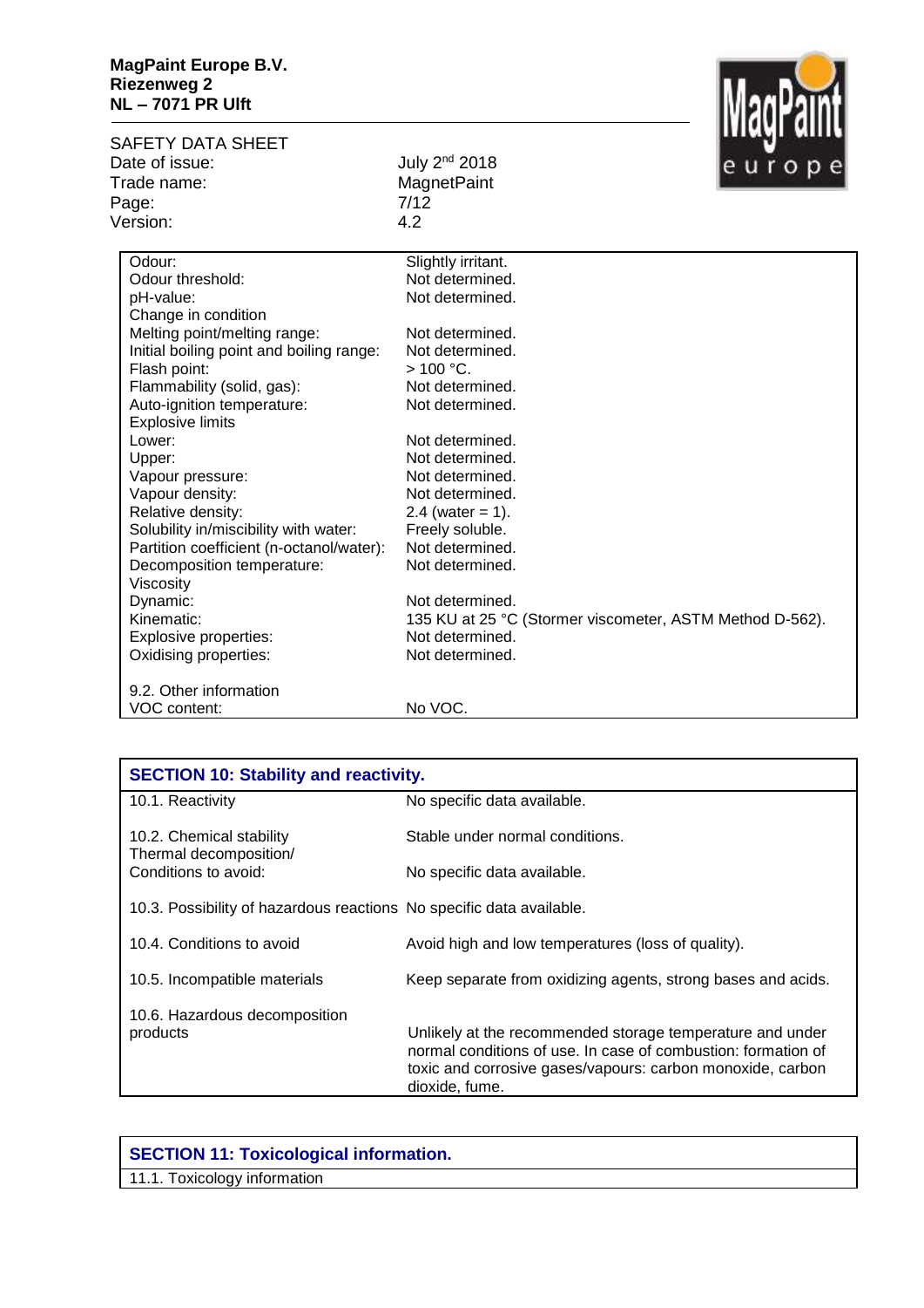| | |
|---|---|
| Odour: | Slightly irritant. |
| Odour threshold: | Not determined. |
| pH-value: | Not determined. |
| Change in condition | |
| Melting point/melting range: | Not determined. |
| Initial boiling point and boiling range: | Not determined. |
| Flash point: | > 100 °C. |
| Flammability (solid, gas): | Not determined. |
| Auto-ignition temperature: | Not determined. |
| Explosive limits | |
| Lower: | Not determined. |
| Upper: | Not determined. |
| Vapour pressure: | Not determined. |
| Vapour density: | Not determined. |
| Relative density: | 2.4 (water = 1). |
| Solubility in/miscibility with water: | Freely soluble. |
| Partition coefficient (n-octanol/water): | Not determined. |
| Decomposition temperature: | Not determined. |
| Viscosity | |
| Dynamic: | Not determined. |
| Kinematic: | 135 KU at 25 °C (Stormer viscometer, ASTM Method D-562). |
| Explosive properties: | Not determined. |
| Oxidising properties: | Not determined. |
| 9.2. Other information | |
| VOC content: | No VOC. |

## SECTION 10: Stability and reactivity.

| | |
|---|---|
| 10.1. Reactivity | No specific data available. |
| 10.2. Chemical stability | Stable under normal conditions. |
| Thermal decomposition/ Conditions to avoid: | No specific data available. |
| 10.3. Possibility of hazardous reactions | No specific data available. |
| 10.4. Conditions to avoid | Avoid high and low temperatures (loss of quality). |
| 10.5. Incompatible materials | Keep separate from oxidizing agents, strong bases and acids. |
| 10.6. Hazardous decomposition products | Unlikely at the recommended storage temperature and under normal conditions of use. In case of combustion: formation of toxic and corrosive gases/vapours: carbon monoxide, carbon dioxide, fume. |

## SECTION 11: Toxicological information.

11.1. Toxicology information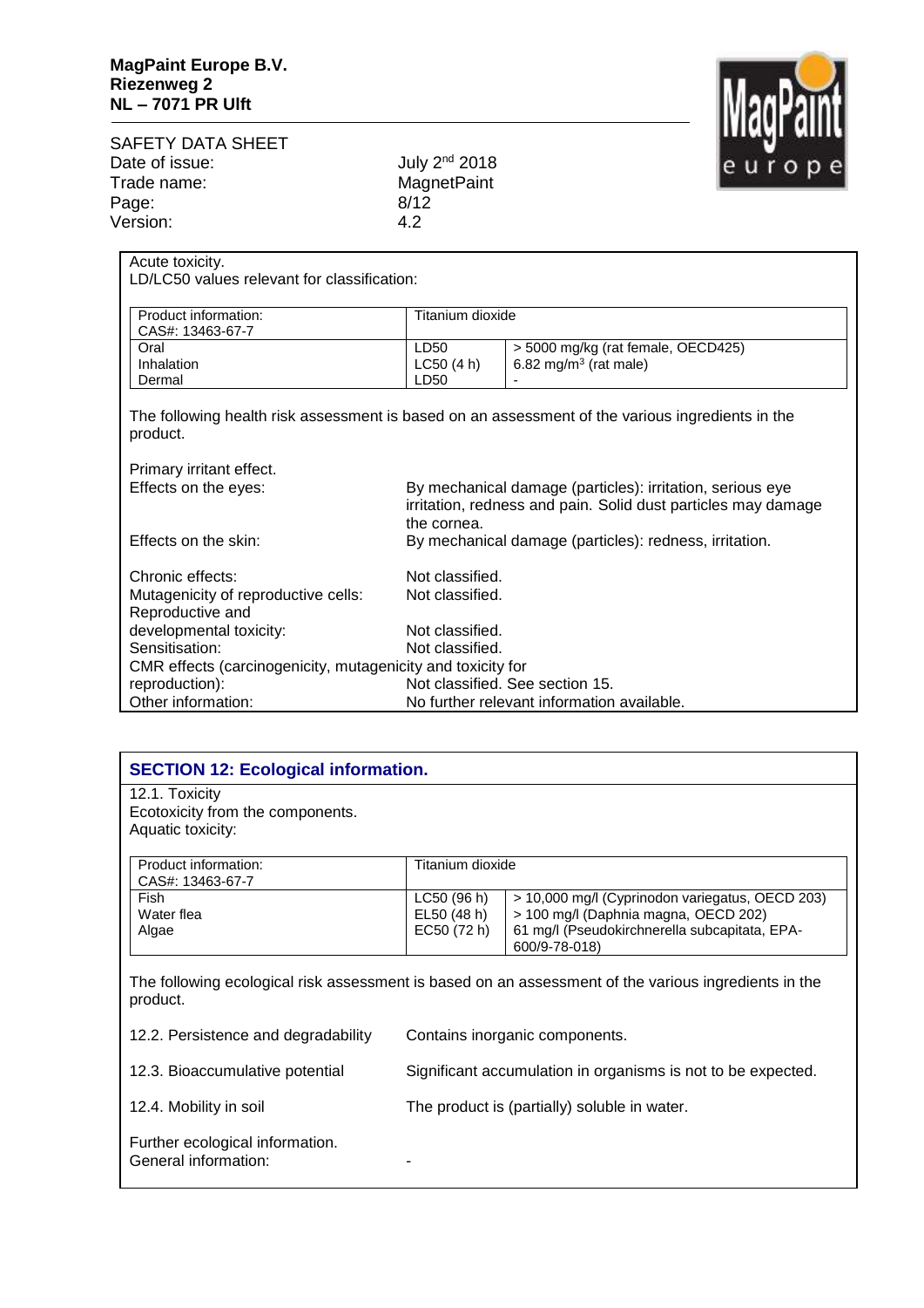Acute toxicity.
LD/LC50 values relevant for classification:

| Product information: CAS#: 13463-67-7 | Titanium dioxide | |
|---|---|---|
| Oral | LD50 | > 5000 mg/kg (rat female, OECD425) |
| Inhalation | LC50 (4 h) | 6.82 mg/m$^3$ (rat male) |
| Dermal | LD50 | - |

The following health risk assessment is based on an assessment of the various ingredients in the product.

Primary irritant effect.

Effects on the eyes: By mechanical damage (particles): irritation, serious eye irritation, redness and pain. Solid dust particles may damage the cornea.

Effects on the skin: By mechanical damage (particles): redness, irritation.

Chronic effects: Not classified.

Mutagenicity of reproductive cells: Not classified.

Reproductive and developmental toxicity: Not classified.

Sensitisation: Not classified.

CMR effects (carcinogenicity, mutagenicity and toxicity for reproduction): Not classified. See section 15.

Other information: No further relevant information available.

## SECTION 12: Ecological information.

12.1. Toxicity
Ecotoxicity from the components.
Aquatic toxicity:

| Product information: CAS#: 13463-67-7 | Titanium dioxide | |
|---|---|---|
| Fish | LC50 (96 h) | > 10,000 mg/l (Cyprinodon variegatus, OECD 203) |
| Water flea | EL50 (48 h) | > 100 mg/l (Daphnia magna, OECD 202) |
| Algae | EC50 (72 h) | 61 mg/l (Pseudokirchnerella subcapitata, EPA-600/9-78-018) |

The following ecological risk assessment is based on an assessment of the various ingredients in the product.

12.2. Persistence and degradability: Contains inorganic components.

12.3. Bioaccumulative potential: Significant accumulation in organisms is not to be expected.

12.4. Mobility in soil: The product is (partially) soluble in water.

Further ecological information.
General information: -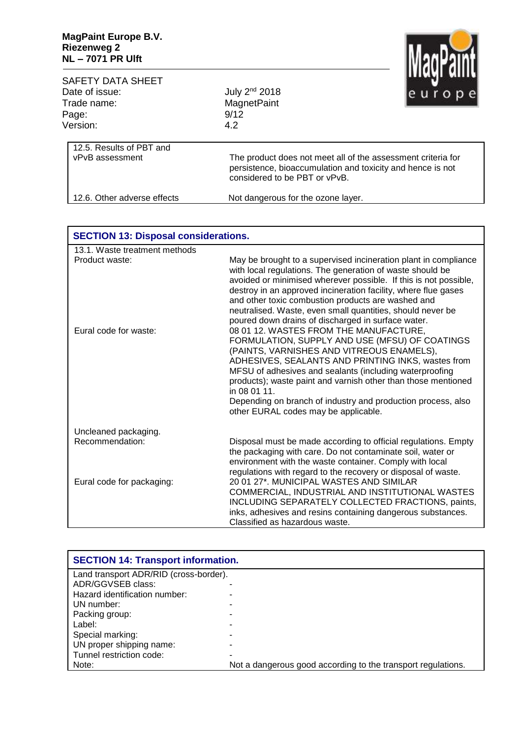| | |
|---|---|
| 12.5. Results of PBT and vPvB assessment | The product does not meet all of the assessment criteria for persistence, bioaccumulation and toxicity and hence is not considered to be PBT or vPvB. |
| 12.6. Other adverse effects | Not dangerous for the ozone layer. |

## SECTION 13: Disposal considerations.

| | |
|---|---|
| 13.1. Waste treatment methods | |
| Product waste: | May be brought to a supervised incineration plant in compliance with local regulations. The generation of waste should be avoided or minimised wherever possible. If this is not possible, destroy in an approved incineration facility, where flue gases and other toxic combustion products are washed and neutralised. Waste, even small quantities, should never be poured down drains of discharged in surface water. |
| Eural code for waste: | 08 01 12. WASTES FROM THE MANUFACTURE, FORMULATION, SUPPLY AND USE (MFSU) OF COATINGS (PAINTS, VARNISHES AND VITREOUS ENAMELS), ADHESIVES, SEALANTS AND PRINTING INKS, wastes from MFSU of adhesives and sealants (including waterproofing products); waste paint and varnish other than those mentioned in 08 01 11. Depending on branch of industry and production process, also other EURAL codes may be applicable. |
| Uncleaned packaging. | |
| Recommendation: | Disposal must be made according to official regulations. Empty the packaging with care. Do not contaminate soil, water or environment with the waste container. Comply with local regulations with regard to the recovery or disposal of waste. |
| Eural code for packaging: | 20 01 27*. MUNICIPAL WASTES AND SIMILAR COMMERCIAL, INDUSTRIAL AND INSTITUTIONAL WASTES INCLUDING SEPARATELY COLLECTED FRACTIONS, paints, inks, adhesives and resins containing dangerous substances. Classified as hazardous waste. |

## SECTION 14: Transport information.

| | |
|---|---|
| Land transport ADR/RID (cross-border). | |
| ADR/GGVSEB class: | - |
| Hazard identification number: | - |
| UN number: | - |
| Packing group: | - |
| Label: | - |
| Special marking: | - |
| UN proper shipping name: | - |
| Tunnel restriction code: | - |
| Note: | Not a dangerous good according to the transport regulations. |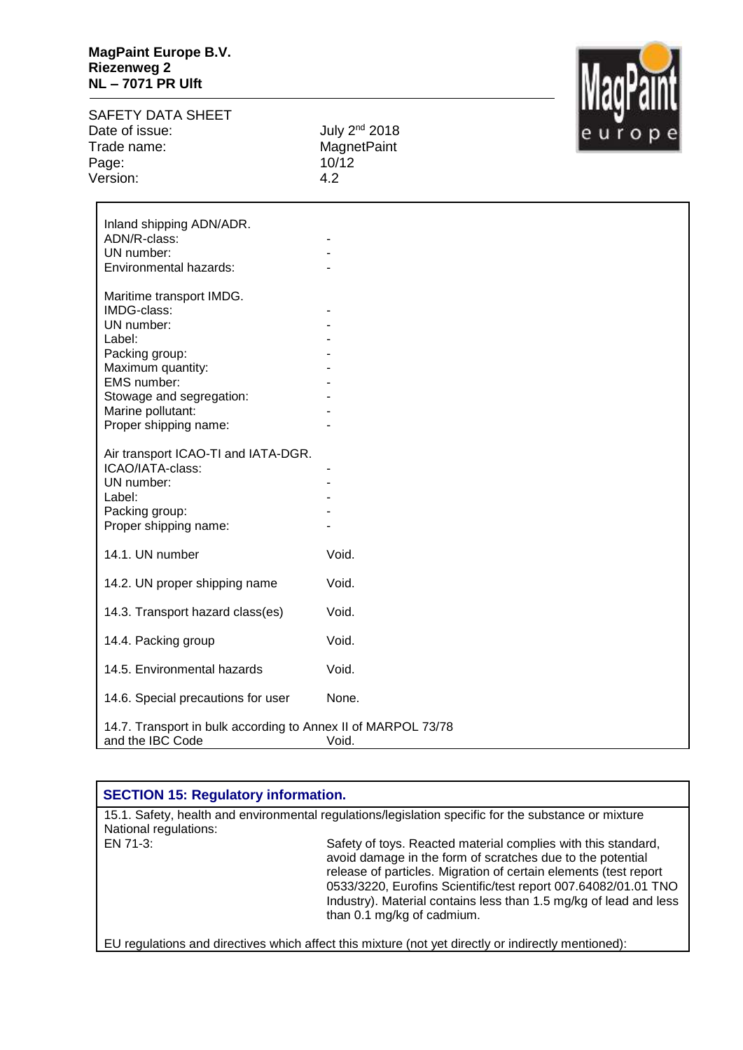Inland shipping ADN/ADR.

| | |
|---|---|
| ADN/R-class: | - |
| UN number: | - |
| Environmental hazards: | - |

Maritime transport IMDG.

| | |
|---|---|
| IMDG-class: | - |
| UN number: | - |
| Label: | - |
| Packing group: | - |
| Maximum quantity: | - |
| EMS number: | - |
| Stowage and segregation: | - |
| Marine pollutant: | - |
| Proper shipping name: | - |

Air transport ICAO-TI and IATA-DGR.

| | |
|---|---|
| ICAO/IATA-class: | - |
| UN number: | - |
| Label: | - |
| Packing group: | - |
| Proper shipping name: | - |

| | |
|---|---|
| 14.1. UN number | Void. |
| 14.2. UN proper shipping name | Void. |
| 14.3. Transport hazard class(es) | Void. |
| 14.4. Packing group | Void. |
| 14.5. Environmental hazards | Void. |
| 14.6. Special precautions for user | None. |
| 14.7. Transport in bulk according to Annex II of MARPOL 73/78 and the IBC Code | Void. |

## SECTION 15: Regulatory information.

15.1. Safety, health and environmental regulations/legislation specific for the substance or mixture

National regulations:

| | |
|---|---|
| EN 71-3: | Safety of toys. Reacted material complies with this standard, avoid damage in the form of scratches due to the potential release of particles. Migration of certain elements (test report 0533/3220, Eurofins Scientific/test report 007.64082/01.01 TNO Industry). Material contains less than 1.5 mg/kg of lead and less than 0.1 mg/kg of cadmium. |

EU regulations and directives which affect this mixture (not yet directly or indirectly mentioned):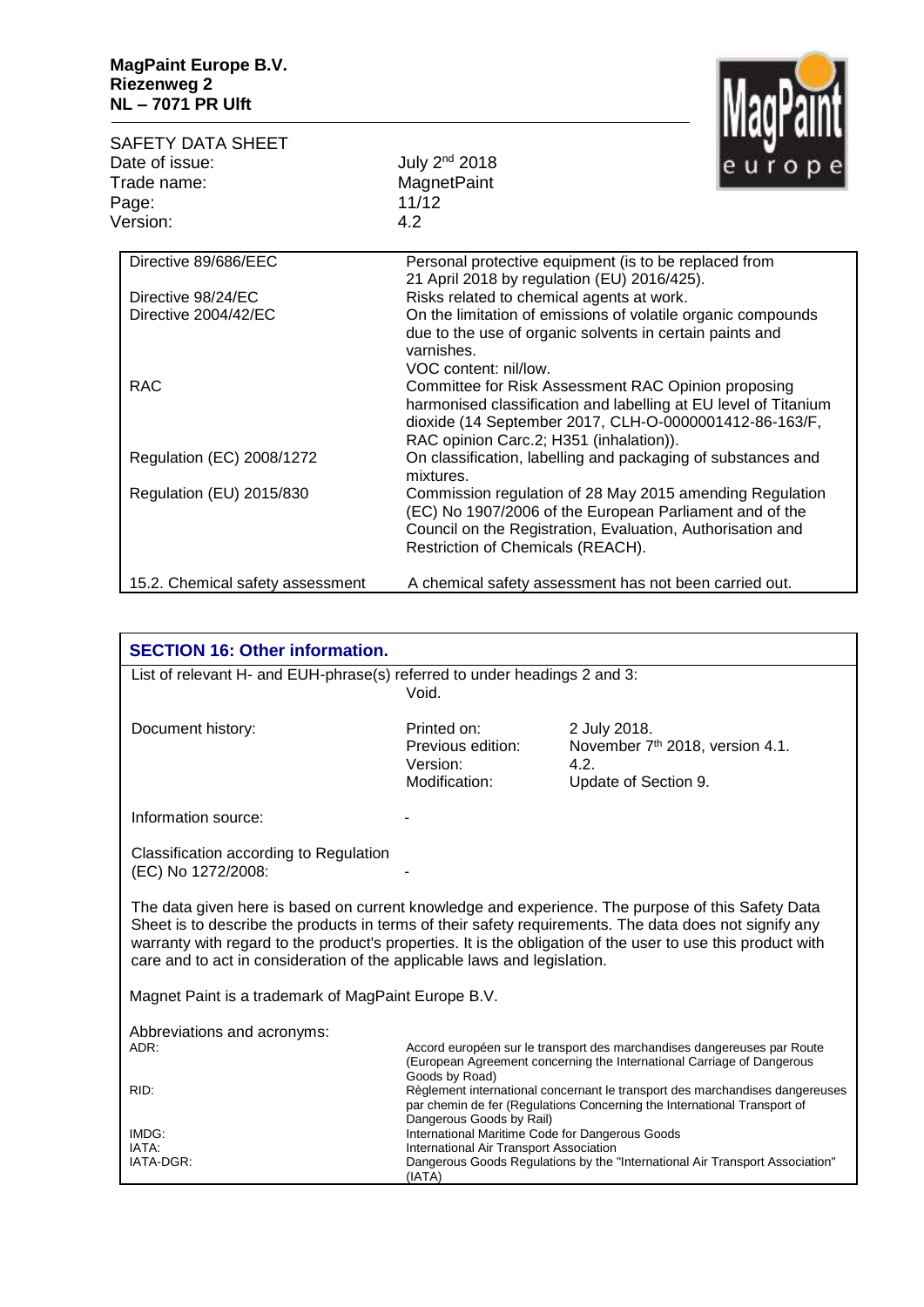| | |
|---|---|
| Directive 89/686/EEC | Personal protective equipment (is to be replaced from 21 April 2018 by regulation (EU) 2016/425). |
| Directive 98/24/EC | Risks related to chemical agents at work. |
| Directive 2004/42/EC | On the limitation of emissions of volatile organic compounds due to the use of organic solvents in certain paints and varnishes. VOC content: nil/low. |
| RAC | Committee for Risk Assessment RAC Opinion proposing harmonised classification and labelling at EU level of Titanium dioxide (14 September 2017, CLH-O-0000001412-86-163/F, RAC opinion Carc.2; H351 (inhalation)). |
| Regulation (EC) 2008/1272 | On classification, labelling and packaging of substances and mixtures. |
| Regulation (EU) 2015/830 | Commission regulation of 28 May 2015 amending Regulation (EC) No 1907/2006 of the European Parliament and of the Council on the Registration, Evaluation, Authorisation and Restriction of Chemicals (REACH). |
| 15.2. Chemical safety assessment | A chemical safety assessment has not been carried out. |

## SECTION 16: Other information.

List of relevant H- and EUH-phrase(s) referred to under headings 2 and 3:
Void.

| | | |
|---|---|---|
| Document history: | Printed on: | 2 July 2018. |
| | Previous edition: | November 7th 2018, version 4.1. |
| | Version: | 4.2. |
| | Modification: | Update of Section 9. |

Information source: -

Classification according to Regulation (EC) No 1272/2008: -

The data given here is based on current knowledge and experience. The purpose of this Safety Data Sheet is to describe the products in terms of their safety requirements. The data does not signify any warranty with regard to the product's properties. It is the obligation of the user to use this product with care and to act in consideration of the applicable laws and legislation.

Magnet Paint is a trademark of MagPaint Europe B.V.

Abbreviations and acronyms:

| | |
|---|---|
| ADR: | Accord européen sur le transport des marchandises dangereuses par Route (European Agreement concerning the International Carriage of Dangerous Goods by Road) |
| RID: | Règlement international concernant le transport des marchandises dangereuses par chemin de fer (Regulations Concerning the International Transport of Dangerous Goods by Rail) |
| IMDG: | International Maritime Code for Dangerous Goods |
| IATA: | International Air Transport Association |
| IATA-DGR: | Dangerous Goods Regulations by the "International Air Transport Association" (IATA) |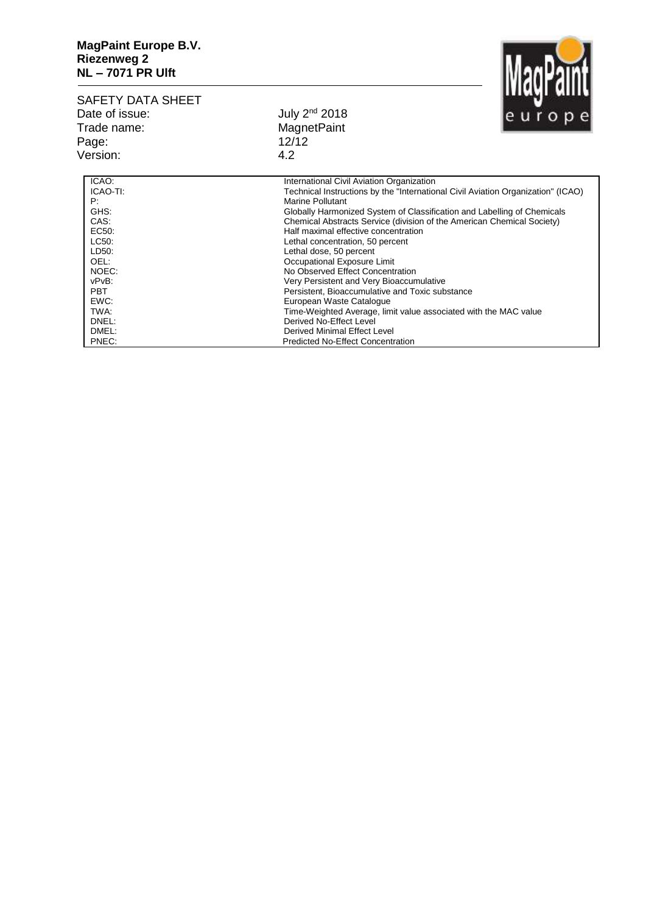| | |
|---|---|
| ICAO: | International Civil Aviation Organization |
| ICAO-TI: | Technical Instructions by the "International Civil Aviation Organization" (ICAO) |
| P: | Marine Pollutant |
| GHS: | Globally Harmonized System of Classification and Labelling of Chemicals |
| CAS: | Chemical Abstracts Service (division of the American Chemical Society) |
| EC50: | Half maximal effective concentration |
| LC50: | Lethal concentration, 50 percent |
| LD50: | Lethal dose, 50 percent |
| OEL: | Occupational Exposure Limit |
| NOEC: | No Observed Effect Concentration |
| vPvB: | Very Persistent and Very Bioaccumulative |
| PBT | Persistent, Bioaccumulative and Toxic substance |
| EWC: | European Waste Catalogue |
| TWA: | Time-Weighted Average, limit value associated with the MAC value |
| DNEL: | Derived No-Effect Level |
| DMEL: | Derived Minimal Effect Level |
| PNEC: | Predicted No-Effect Concentration |